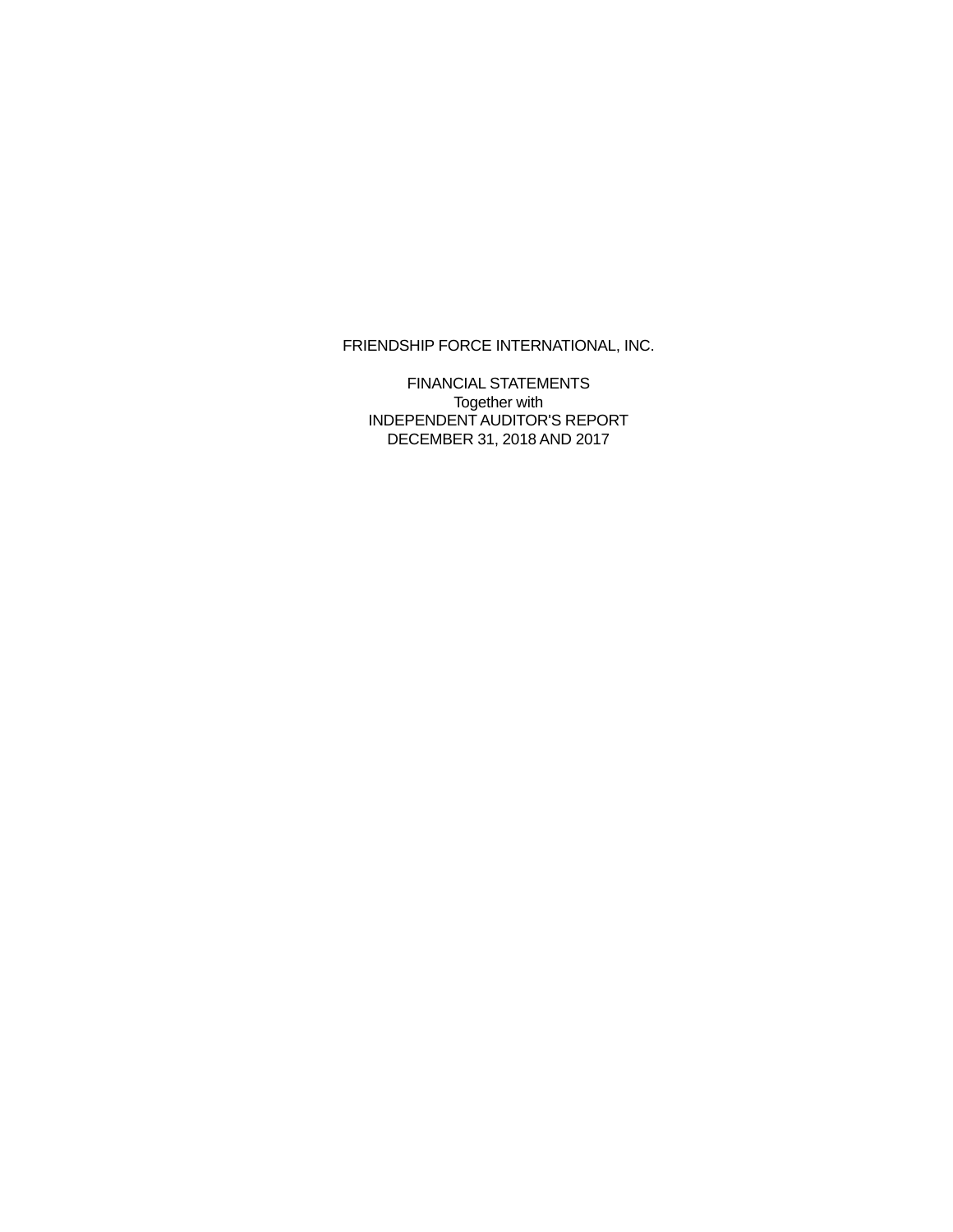# FRIENDSHIP FORCE INTERNATIONAL, INC.

FINANCIAL STATEMENTS
Together with
INDEPENDENT AUDITOR'S REPORT
DECEMBER 31, 2018 AND 2017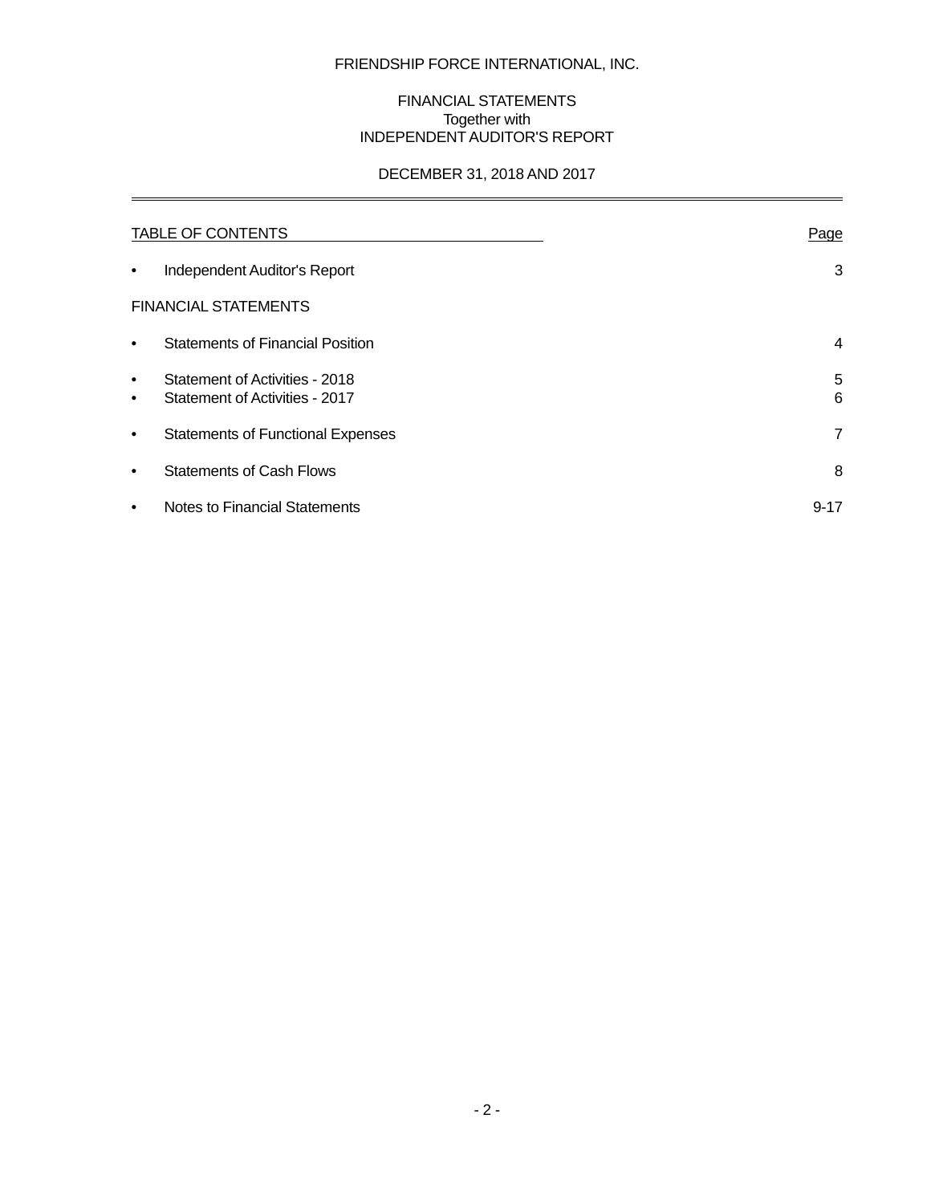FRIENDSHIP FORCE INTERNATIONAL, INC.

FINANCIAL STATEMENTS
Together with
INDEPENDENT AUDITOR'S REPORT

DECEMBER 31, 2018 AND 2017

| TABLE OF CONTENTS | Page |
|---|---|
| • Independent Auditor's Report | 3 |
| FINANCIAL STATEMENTS | |
| • Statements of Financial Position | 4 |
| • Statement of Activities - 2018 | 5 |
| • Statement of Activities - 2017 | 6 |
| • Statements of Functional Expenses | 7 |
| • Statements of Cash Flows | 8 |
| • Notes to Financial Statements | 9-17 |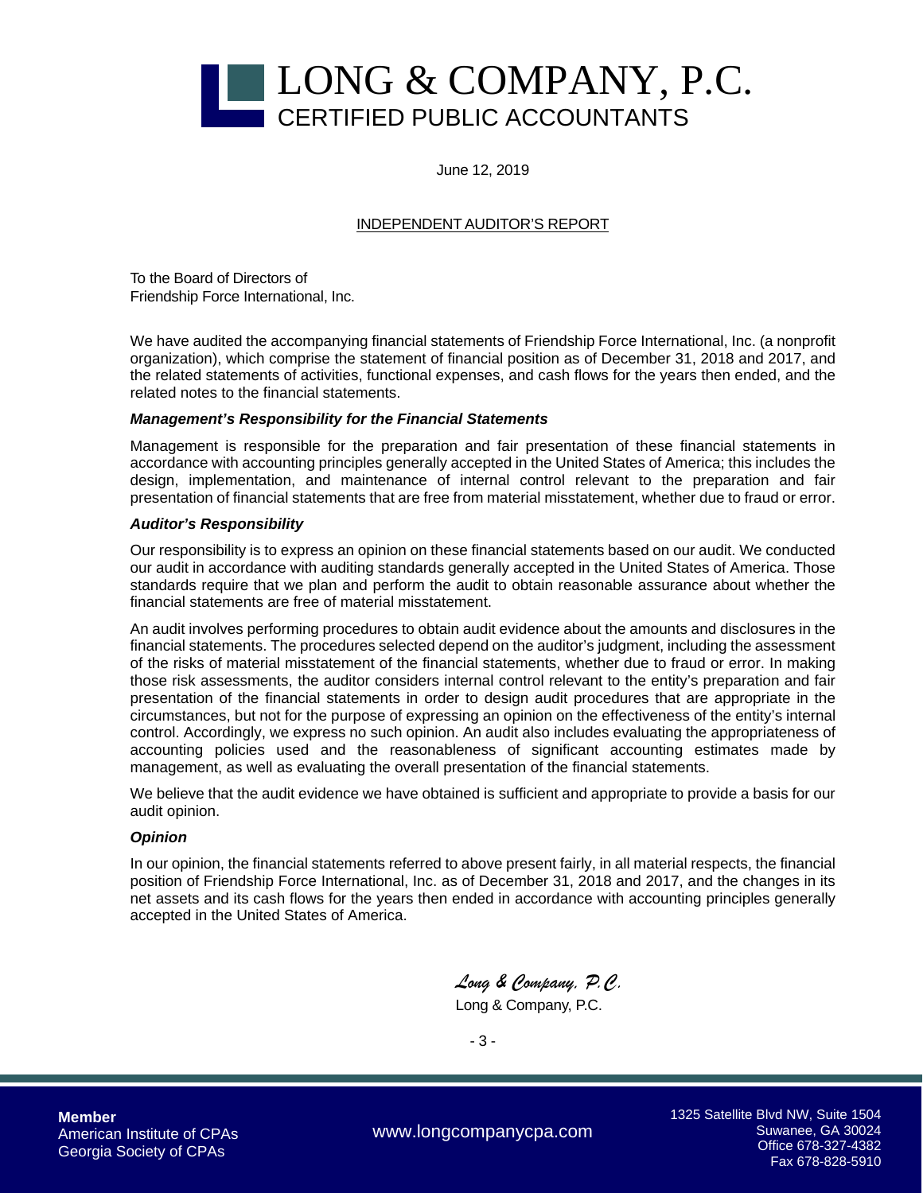# LONG & COMPANY, P.C.
CERTIFIED PUBLIC ACCOUNTANTS

June 12, 2019

## INDEPENDENT AUDITOR'S REPORT

To the Board of Directors of
Friendship Force International, Inc.

We have audited the accompanying financial statements of Friendship Force International, Inc. (a nonprofit organization), which comprise the statement of financial position as of December 31, 2018 and 2017, and the related statements of activities, functional expenses, and cash flows for the years then ended, and the related notes to the financial statements.

### *Management's Responsibility for the Financial Statements*

Management is responsible for the preparation and fair presentation of these financial statements in accordance with accounting principles generally accepted in the United States of America; this includes the design, implementation, and maintenance of internal control relevant to the preparation and fair presentation of financial statements that are free from material misstatement, whether due to fraud or error.

### *Auditor's Responsibility*

Our responsibility is to express an opinion on these financial statements based on our audit. We conducted our audit in accordance with auditing standards generally accepted in the United States of America. Those standards require that we plan and perform the audit to obtain reasonable assurance about whether the financial statements are free of material misstatement.

An audit involves performing procedures to obtain audit evidence about the amounts and disclosures in the financial statements. The procedures selected depend on the auditor's judgment, including the assessment of the risks of material misstatement of the financial statements, whether due to fraud or error. In making those risk assessments, the auditor considers internal control relevant to the entity's preparation and fair presentation of the financial statements in order to design audit procedures that are appropriate in the circumstances, but not for the purpose of expressing an opinion on the effectiveness of the entity's internal control. Accordingly, we express no such opinion. An audit also includes evaluating the appropriateness of accounting policies used and the reasonableness of significant accounting estimates made by management, as well as evaluating the overall presentation of the financial statements.

We believe that the audit evidence we have obtained is sufficient and appropriate to provide a basis for our audit opinion.

### *Opinion*

In our opinion, the financial statements referred to above present fairly, in all material respects, the financial position of Friendship Force International, Inc. as of December 31, 2018 and 2017, and the changes in its net assets and its cash flows for the years then ended in accordance with accounting principles generally accepted in the United States of America.

*Long & Company, P.C.*
Long & Company, P.C.

**Member**
American Institute of CPAs
Georgia Society of CPAs

www.longcompanycpa.com

1325 Satellite Blvd NW, Suite 1504
Suwanee, GA 30024
Office 678-327-4382
Fax 678-828-5910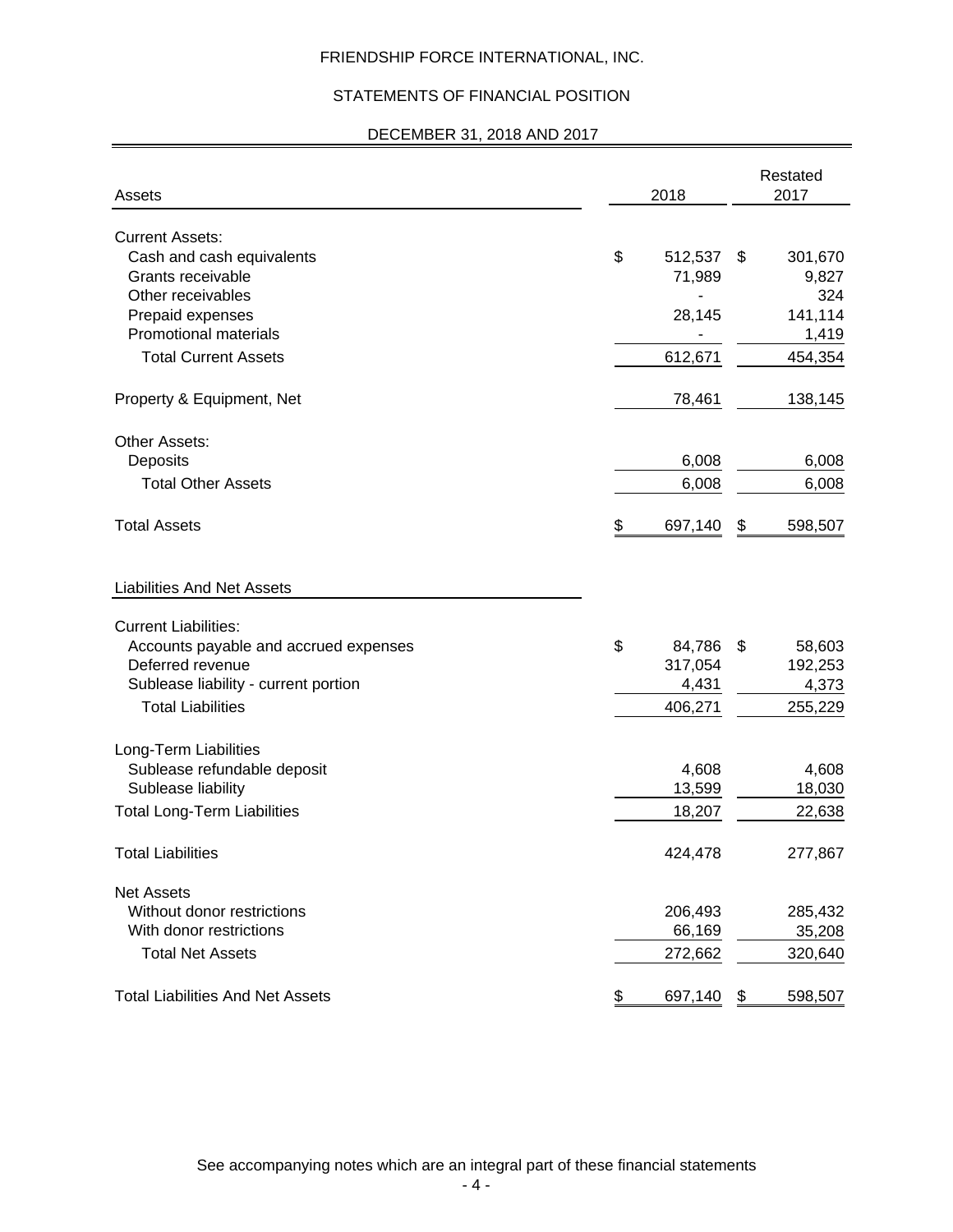# FRIENDSHIP FORCE INTERNATIONAL, INC.

## STATEMENTS OF FINANCIAL POSITION

### DECEMBER 31, 2018 AND 2017

| Assets | 2018 | Restated 2017 |
|---|---|---|
| **Current Assets:** | | |
| Cash and cash equivalents | $ 512,537 | $ 301,670 |
| Grants receivable | 71,989 | 9,827 |
| Other receivables | - | 324 |
| Prepaid expenses | 28,145 | 141,114 |
| Promotional materials | - | 1,419 |
| Total Current Assets | 612,671 | 454,354 |
| Property & Equipment, Net | 78,461 | 138,145 |
| **Other Assets:** | | |
| Deposits | 6,008 | 6,008 |
| Total Other Assets | 6,008 | 6,008 |
| Total Assets | $ 697,140 | $ 598,507 |

| Liabilities And Net Assets | 2018 | Restated 2017 |
|---|---|---|
| **Current Liabilities:** | | |
| Accounts payable and accrued expenses | $ 84,786 | $ 58,603 |
| Deferred revenue | 317,054 | 192,253 |
| Sublease liability - current portion | 4,431 | 4,373 |
| Total Liabilities | 406,271 | 255,229 |
| **Long-Term Liabilities** | | |
| Sublease refundable deposit | 4,608 | 4,608 |
| Sublease liability | 13,599 | 18,030 |
| Total Long-Term Liabilities | 18,207 | 22,638 |
| Total Liabilities | 424,478 | 277,867 |
| **Net Assets** | | |
| Without donor restrictions | 206,493 | 285,432 |
| With donor restrictions | 66,169 | 35,208 |
| Total Net Assets | 272,662 | 320,640 |
| Total Liabilities And Net Assets | $ 697,140 | $ 598,507 |

See accompanying notes which are an integral part of these financial statements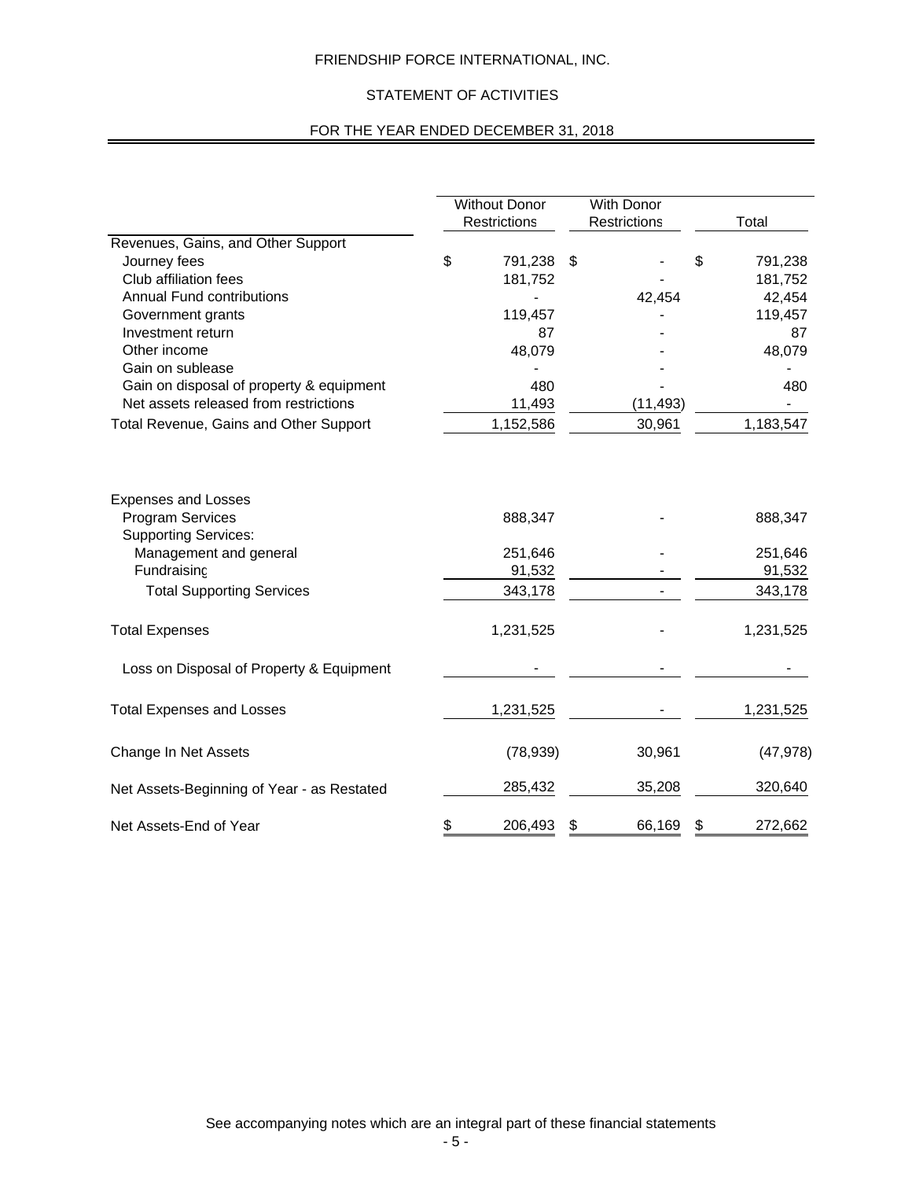# FRIENDSHIP FORCE INTERNATIONAL, INC.

## STATEMENT OF ACTIVITIES

### FOR THE YEAR ENDED DECEMBER 31, 2018

| | Without Donor Restrictions | With Donor Restrictions | Total |
|---|---|---|---|
| **Revenues, Gains, and Other Support** | | | |
| Journey fees | $ 791,238 | $ - | $ 791,238 |
| Club affiliation fees | 181,752 | - | 181,752 |
| Annual Fund contributions | - | 42,454 | 42,454 |
| Government grants | 119,457 | - | 119,457 |
| Investment return | 87 | - | 87 |
| Other income | 48,079 | - | 48,079 |
| Gain on sublease | - | - | - |
| Gain on disposal of property & equipment | 480 | - | 480 |
| Net assets released from restrictions | 11,493 | (11,493) | - |
| Total Revenue, Gains and Other Support | 1,152,586 | 30,961 | 1,183,547 |
| **Expenses and Losses** | | | |
| Program Services | 888,347 | - | 888,347 |
| Supporting Services: | | | |
| Management and general | 251,646 | - | 251,646 |
| Fundraising | 91,532 | - | 91,532 |
| Total Supporting Services | 343,178 | - | 343,178 |
| Total Expenses | 1,231,525 | - | 1,231,525 |
| Loss on Disposal of Property & Equipment | - | - | - |
| Total Expenses and Losses | 1,231,525 | - | 1,231,525 |
| Change In Net Assets | (78,939) | 30,961 | (47,978) |
| Net Assets-Beginning of Year - as Restated | 285,432 | 35,208 | 320,640 |
| Net Assets-End of Year | $ 206,493 | $ 66,169 | $ 272,662 |

See accompanying notes which are an integral part of these financial statements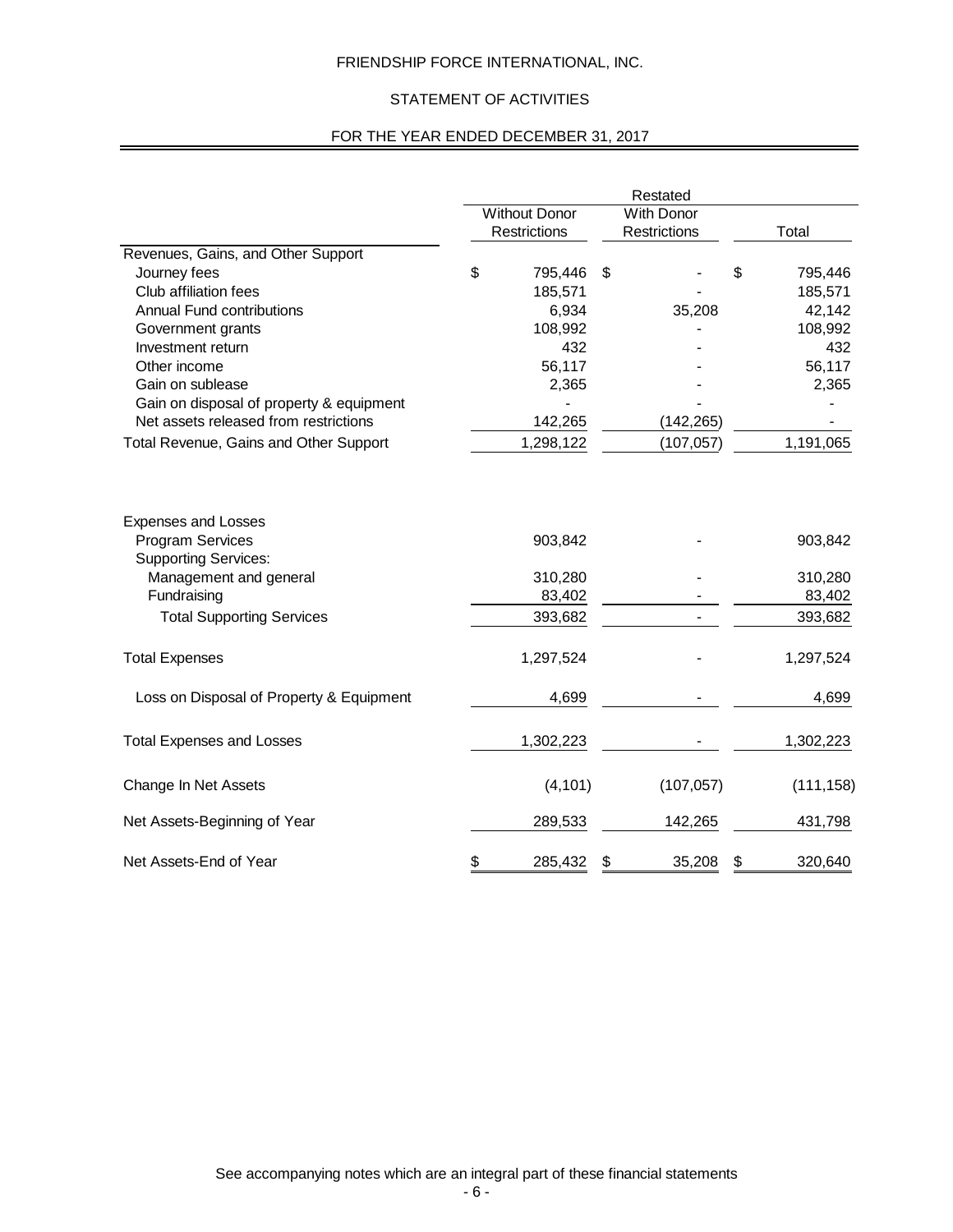FRIENDSHIP FORCE INTERNATIONAL, INC.

STATEMENT OF ACTIVITIES

FOR THE YEAR ENDED DECEMBER 31, 2017

| | Restated | | |
|---|---|---|---|
| | Without Donor Restrictions | With Donor Restrictions | Total |
| **Revenues, Gains, and Other Support** | | | |
| Journey fees | $ 795,446 | $ - | $ 795,446 |
| Club affiliation fees | 185,571 | - | 185,571 |
| Annual Fund contributions | 6,934 | 35,208 | 42,142 |
| Government grants | 108,992 | - | 108,992 |
| Investment return | 432 | - | 432 |
| Other income | 56,117 | - | 56,117 |
| Gain on sublease | 2,365 | - | 2,365 |
| Gain on disposal of property & equipment | - | - | - |
| Net assets released from restrictions | 142,265 | (142,265) | - |
| Total Revenue, Gains and Other Support | 1,298,122 | (107,057) | 1,191,065 |
| **Expenses and Losses** | | | |
| Program Services | 903,842 | - | 903,842 |
| Supporting Services: | | | |
| Management and general | 310,280 | - | 310,280 |
| Fundraising | 83,402 | - | 83,402 |
| Total Supporting Services | 393,682 | - | 393,682 |
| Total Expenses | 1,297,524 | - | 1,297,524 |
| Loss on Disposal of Property & Equipment | 4,699 | - | 4,699 |
| Total Expenses and Losses | 1,302,223 | - | 1,302,223 |
| Change In Net Assets | (4,101) | (107,057) | (111,158) |
| Net Assets-Beginning of Year | 289,533 | 142,265 | 431,798 |
| Net Assets-End of Year | $ 285,432 | $ 35,208 | $ 320,640 |

See accompanying notes which are an integral part of these financial statements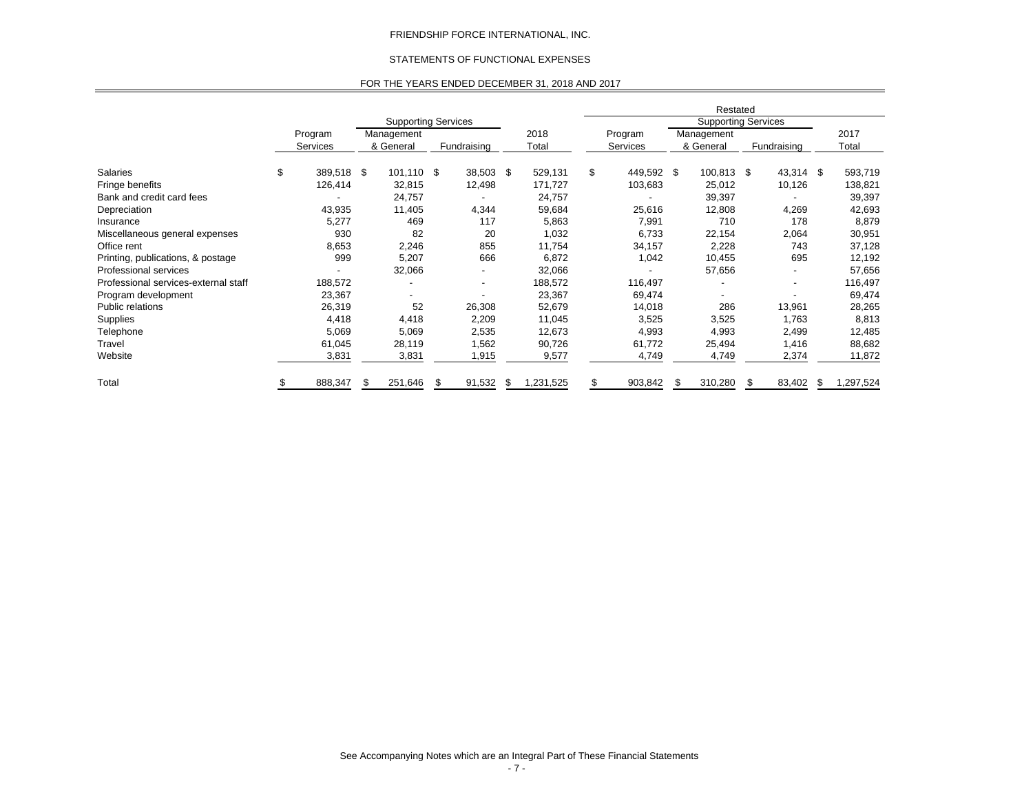FRIENDSHIP FORCE INTERNATIONAL, INC.

STATEMENTS OF FUNCTIONAL EXPENSES

FOR THE YEARS ENDED DECEMBER 31, 2018 AND 2017

| | | Supporting Services | | | Restated | Supporting Services | | |
|---|---|---|---|---|---|---|---|---|
| | Program Services | Management & General | Fundraising | 2018 Total | Program Services | Management & General | Fundraising | 2017 Total |
| Salaries | $ 389,518 | $ 101,110 | $ 38,503 | $ 529,131 | $ 449,592 | $ 100,813 | $ 43,314 | $ 593,719 |
| Fringe benefits | 126,414 | 32,815 | 12,498 | 171,727 | 103,683 | 25,012 | 10,126 | 138,821 |
| Bank and credit card fees | - | 24,757 | - | 24,757 | - | 39,397 | - | 39,397 |
| Depreciation | 43,935 | 11,405 | 4,344 | 59,684 | 25,616 | 12,808 | 4,269 | 42,693 |
| Insurance | 5,277 | 469 | 117 | 5,863 | 7,991 | 710 | 178 | 8,879 |
| Miscellaneous general expenses | 930 | 82 | 20 | 1,032 | 6,733 | 22,154 | 2,064 | 30,951 |
| Office rent | 8,653 | 2,246 | 855 | 11,754 | 34,157 | 2,228 | 743 | 37,128 |
| Printing, publications, & postage | 999 | 5,207 | 666 | 6,872 | 1,042 | 10,455 | 695 | 12,192 |
| Professional services | - | 32,066 | - | 32,066 | - | 57,656 | - | 57,656 |
| Professional services-external staff | 188,572 | - | - | 188,572 | 116,497 | - | - | 116,497 |
| Program development | 23,367 | - | - | 23,367 | 69,474 | - | - | 69,474 |
| Public relations | 26,319 | 52 | 26,308 | 52,679 | 14,018 | 286 | 13,961 | 28,265 |
| Supplies | 4,418 | 4,418 | 2,209 | 11,045 | 3,525 | 3,525 | 1,763 | 8,813 |
| Telephone | 5,069 | 5,069 | 2,535 | 12,673 | 4,993 | 4,993 | 2,499 | 12,485 |
| Travel | 61,045 | 28,119 | 1,562 | 90,726 | 61,772 | 25,494 | 1,416 | 88,682 |
| Website | 3,831 | 3,831 | 1,915 | 9,577 | 4,749 | 4,749 | 2,374 | 11,872 |
| Total | $ 888,347 | $ 251,646 | $ 91,532 | $ 1,231,525 | $ 903,842 | $ 310,280 | $ 83,402 | $ 1,297,524 |

See Accompanying Notes which are an Integral Part of These Financial Statements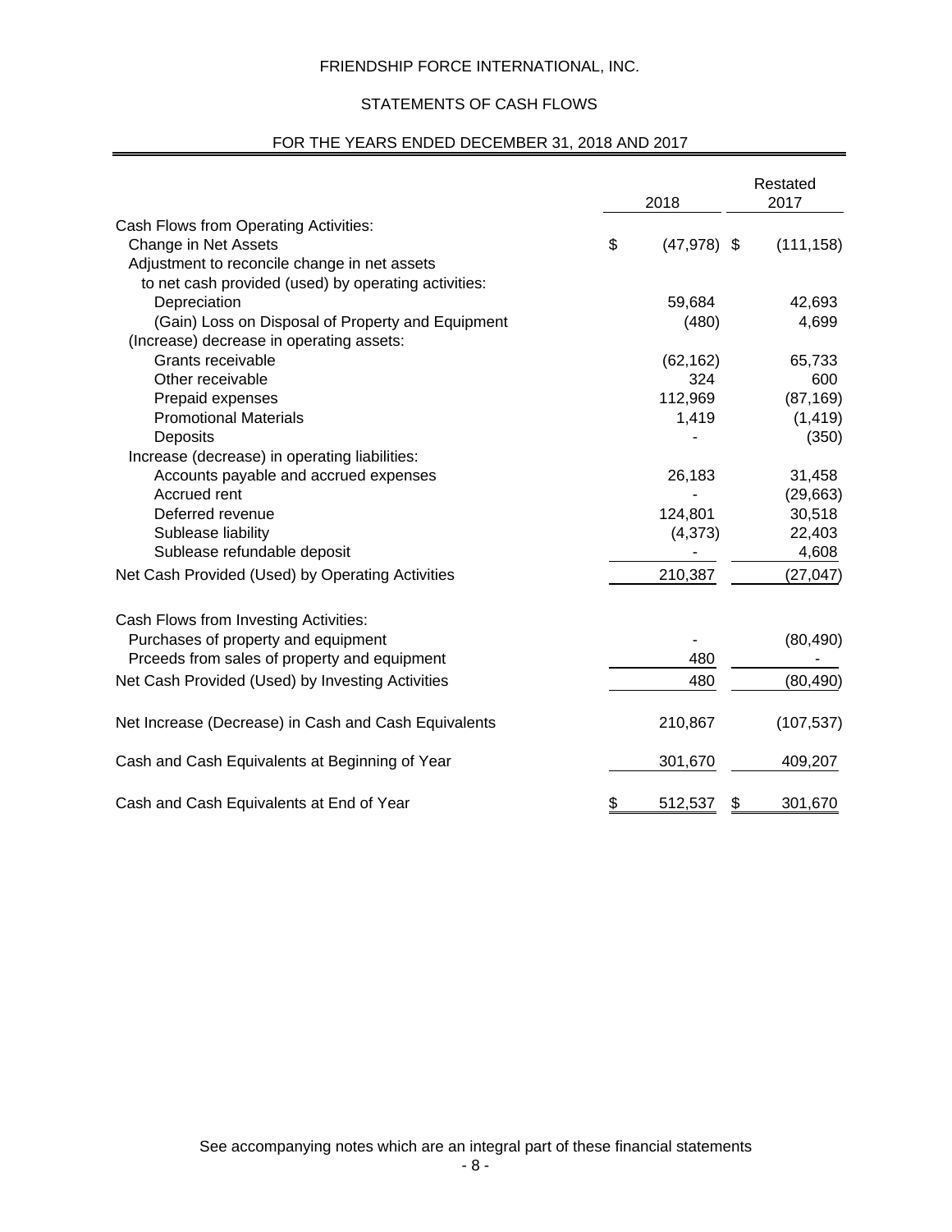# FRIENDSHIP FORCE INTERNATIONAL, INC.

## STATEMENTS OF CASH FLOWS

### FOR THE YEARS ENDED DECEMBER 31, 2018 AND 2017

| | 2018 | Restated 2017 |
|---|---|---|
| Cash Flows from Operating Activities: | | |
| Change in Net Assets | $ (47,978) | $ (111,158) |
| Adjustment to reconcile change in net assets to net cash provided (used) by operating activities: | | |
| Depreciation | 59,684 | 42,693 |
| (Gain) Loss on Disposal of Property and Equipment | (480) | 4,699 |
| (Increase) decrease in operating assets: | | |
| Grants receivable | (62,162) | 65,733 |
| Other receivable | 324 | 600 |
| Prepaid expenses | 112,969 | (87,169) |
| Promotional Materials | 1,419 | (1,419) |
| Deposits | - | (350) |
| Increase (decrease) in operating liabilities: | | |
| Accounts payable and accrued expenses | 26,183 | 31,458 |
| Accrued rent | - | (29,663) |
| Deferred revenue | 124,801 | 30,518 |
| Sublease liability | (4,373) | 22,403 |
| Sublease refundable deposit | - | 4,608 |
| Net Cash Provided (Used) by Operating Activities | 210,387 | (27,047) |
| Cash Flows from Investing Activities: | | |
| Purchases of property and equipment | - | (80,490) |
| Prceeds from sales of property and equipment | 480 | - |
| Net Cash Provided (Used) by Investing Activities | 480 | (80,490) |
| Net Increase (Decrease) in Cash and Cash Equivalents | 210,867 | (107,537) |
| Cash and Cash Equivalents at Beginning of Year | 301,670 | 409,207 |
| Cash and Cash Equivalents at End of Year | $ 512,537 | $ 301,670 |

See accompanying notes which are an integral part of these financial statements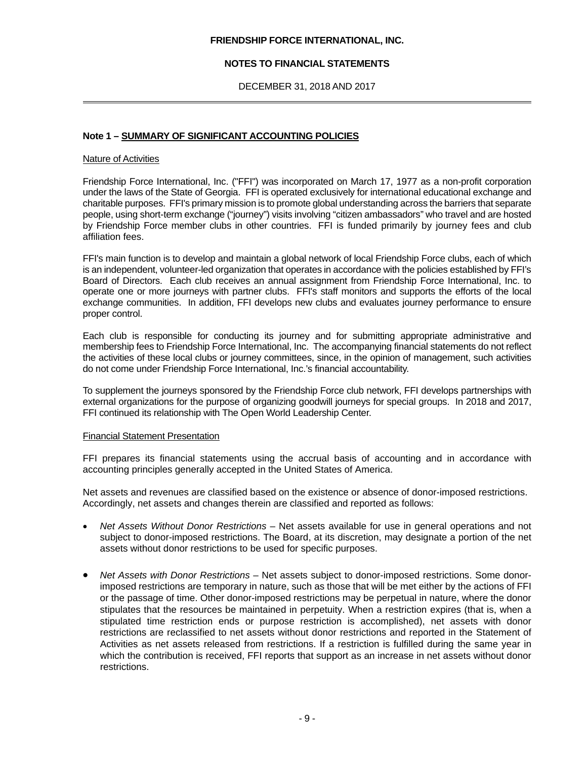FRIENDSHIP FORCE INTERNATIONAL, INC.

**NOTES TO FINANCIAL STATEMENTS**

DECEMBER 31, 2018 AND 2017

## Note 1 – SUMMARY OF SIGNIFICANT ACCOUNTING POLICIES

### Nature of Activities

Friendship Force International, Inc. ("FFI") was incorporated on March 17, 1977 as a non-profit corporation under the laws of the State of Georgia. FFI is operated exclusively for international educational exchange and charitable purposes. FFI's primary mission is to promote global understanding across the barriers that separate people, using short-term exchange ("journey") visits involving "citizen ambassadors" who travel and are hosted by Friendship Force member clubs in other countries. FFI is funded primarily by journey fees and club affiliation fees.

FFI's main function is to develop and maintain a global network of local Friendship Force clubs, each of which is an independent, volunteer-led organization that operates in accordance with the policies established by FFI's Board of Directors. Each club receives an annual assignment from Friendship Force International, Inc. to operate one or more journeys with partner clubs. FFI's staff monitors and supports the efforts of the local exchange communities. In addition, FFI develops new clubs and evaluates journey performance to ensure proper control.

Each club is responsible for conducting its journey and for submitting appropriate administrative and membership fees to Friendship Force International, Inc. The accompanying financial statements do not reflect the activities of these local clubs or journey committees, since, in the opinion of management, such activities do not come under Friendship Force International, Inc.'s financial accountability.

To supplement the journeys sponsored by the Friendship Force club network, FFI develops partnerships with external organizations for the purpose of organizing goodwill journeys for special groups. In 2018 and 2017, FFI continued its relationship with The Open World Leadership Center.

### Financial Statement Presentation

FFI prepares its financial statements using the accrual basis of accounting and in accordance with accounting principles generally accepted in the United States of America.

Net assets and revenues are classified based on the existence or absence of donor-imposed restrictions. Accordingly, net assets and changes therein are classified and reported as follows:

- *Net Assets Without Donor Restrictions* – Net assets available for use in general operations and not subject to donor-imposed restrictions. The Board, at its discretion, may designate a portion of the net assets without donor restrictions to be used for specific purposes.

- *Net Assets with Donor Restrictions* – Net assets subject to donor-imposed restrictions. Some donor-imposed restrictions are temporary in nature, such as those that will be met either by the actions of FFI or the passage of time. Other donor-imposed restrictions may be perpetual in nature, where the donor stipulates that the resources be maintained in perpetuity. When a restriction expires (that is, when a stipulated time restriction ends or purpose restriction is accomplished), net assets with donor restrictions are reclassified to net assets without donor restrictions and reported in the Statement of Activities as net assets released from restrictions. If a restriction is fulfilled during the same year in which the contribution is received, FFI reports that support as an increase in net assets without donor restrictions.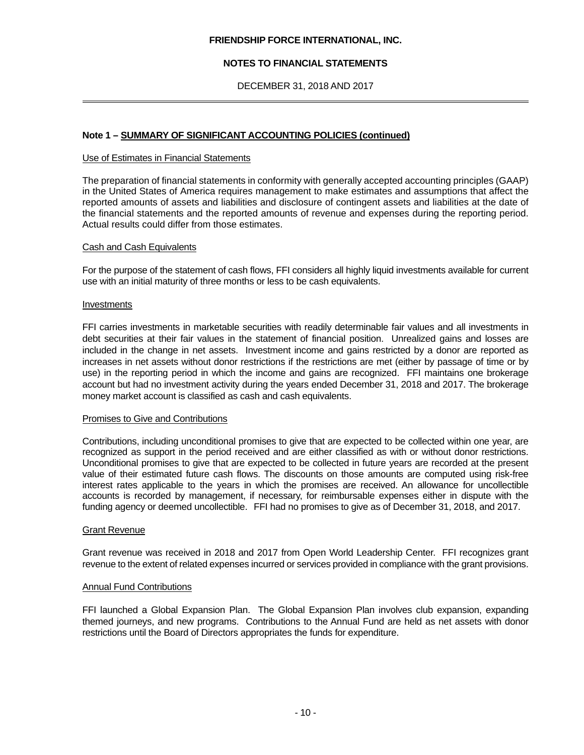## Note 1 – SUMMARY OF SIGNIFICANT ACCOUNTING POLICIES (continued)

### Use of Estimates in Financial Statements

The preparation of financial statements in conformity with generally accepted accounting principles (GAAP) in the United States of America requires management to make estimates and assumptions that affect the reported amounts of assets and liabilities and disclosure of contingent assets and liabilities at the date of the financial statements and the reported amounts of revenue and expenses during the reporting period. Actual results could differ from those estimates.

### Cash and Cash Equivalents

For the purpose of the statement of cash flows, FFI considers all highly liquid investments available for current use with an initial maturity of three months or less to be cash equivalents.

### Investments

FFI carries investments in marketable securities with readily determinable fair values and all investments in debt securities at their fair values in the statement of financial position. Unrealized gains and losses are included in the change in net assets. Investment income and gains restricted by a donor are reported as increases in net assets without donor restrictions if the restrictions are met (either by passage of time or by use) in the reporting period in which the income and gains are recognized. FFI maintains one brokerage account but had no investment activity during the years ended December 31, 2018 and 2017. The brokerage money market account is classified as cash and cash equivalents.

### Promises to Give and Contributions

Contributions, including unconditional promises to give that are expected to be collected within one year, are recognized as support in the period received and are either classified as with or without donor restrictions. Unconditional promises to give that are expected to be collected in future years are recorded at the present value of their estimated future cash flows. The discounts on those amounts are computed using risk-free interest rates applicable to the years in which the promises are received. An allowance for uncollectible accounts is recorded by management, if necessary, for reimbursable expenses either in dispute with the funding agency or deemed uncollectible. FFI had no promises to give as of December 31, 2018, and 2017.

### Grant Revenue

Grant revenue was received in 2018 and 2017 from Open World Leadership Center. FFI recognizes grant revenue to the extent of related expenses incurred or services provided in compliance with the grant provisions.

### Annual Fund Contributions

FFI launched a Global Expansion Plan. The Global Expansion Plan involves club expansion, expanding themed journeys, and new programs. Contributions to the Annual Fund are held as net assets with donor restrictions until the Board of Directors appropriates the funds for expenditure.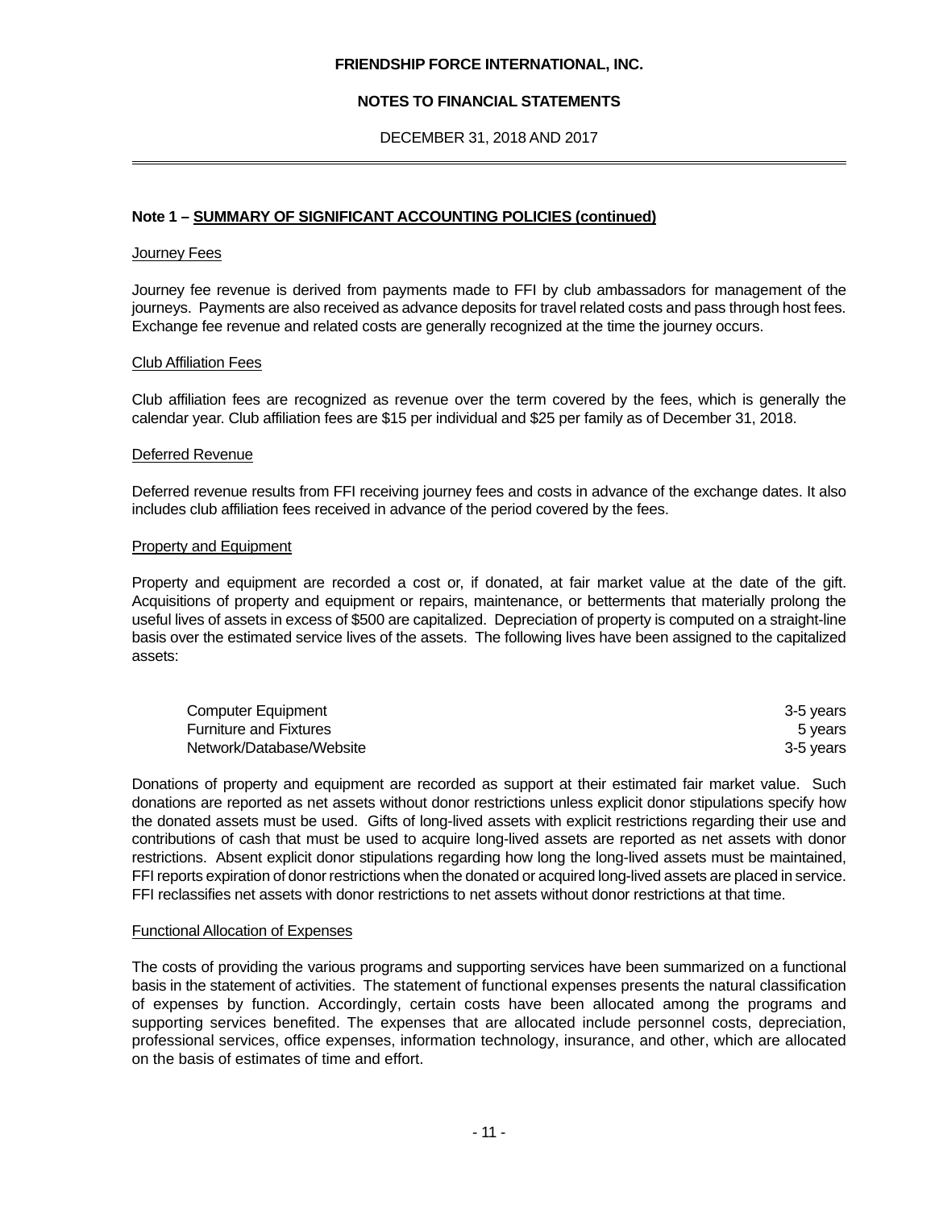## Note 1 – SUMMARY OF SIGNIFICANT ACCOUNTING POLICIES (continued)

### Journey Fees

Journey fee revenue is derived from payments made to FFI by club ambassadors for management of the journeys. Payments are also received as advance deposits for travel related costs and pass through host fees. Exchange fee revenue and related costs are generally recognized at the time the journey occurs.

### Club Affiliation Fees

Club affiliation fees are recognized as revenue over the term covered by the fees, which is generally the calendar year. Club affiliation fees are $15 per individual and $25 per family as of December 31, 2018.

### Deferred Revenue

Deferred revenue results from FFI receiving journey fees and costs in advance of the exchange dates. It also includes club affiliation fees received in advance of the period covered by the fees.

### Property and Equipment

Property and equipment are recorded a cost or, if donated, at fair market value at the date of the gift. Acquisitions of property and equipment or repairs, maintenance, or betterments that materially prolong the useful lives of assets in excess of $500 are capitalized. Depreciation of property is computed on a straight-line basis over the estimated service lives of the assets. The following lives have been assigned to the capitalized assets:

| | |
|---|---|
| Computer Equipment | 3-5 years |
| Furniture and Fixtures | 5 years |
| Network/Database/Website | 3-5 years |

Donations of property and equipment are recorded as support at their estimated fair market value. Such donations are reported as net assets without donor restrictions unless explicit donor stipulations specify how the donated assets must be used. Gifts of long-lived assets with explicit restrictions regarding their use and contributions of cash that must be used to acquire long-lived assets are reported as net assets with donor restrictions. Absent explicit donor stipulations regarding how long the long-lived assets must be maintained, FFI reports expiration of donor restrictions when the donated or acquired long-lived assets are placed in service. FFI reclassifies net assets with donor restrictions to net assets without donor restrictions at that time.

### Functional Allocation of Expenses

The costs of providing the various programs and supporting services have been summarized on a functional basis in the statement of activities. The statement of functional expenses presents the natural classification of expenses by function. Accordingly, certain costs have been allocated among the programs and supporting services benefited. The expenses that are allocated include personnel costs, depreciation, professional services, office expenses, information technology, insurance, and other, which are allocated on the basis of estimates of time and effort.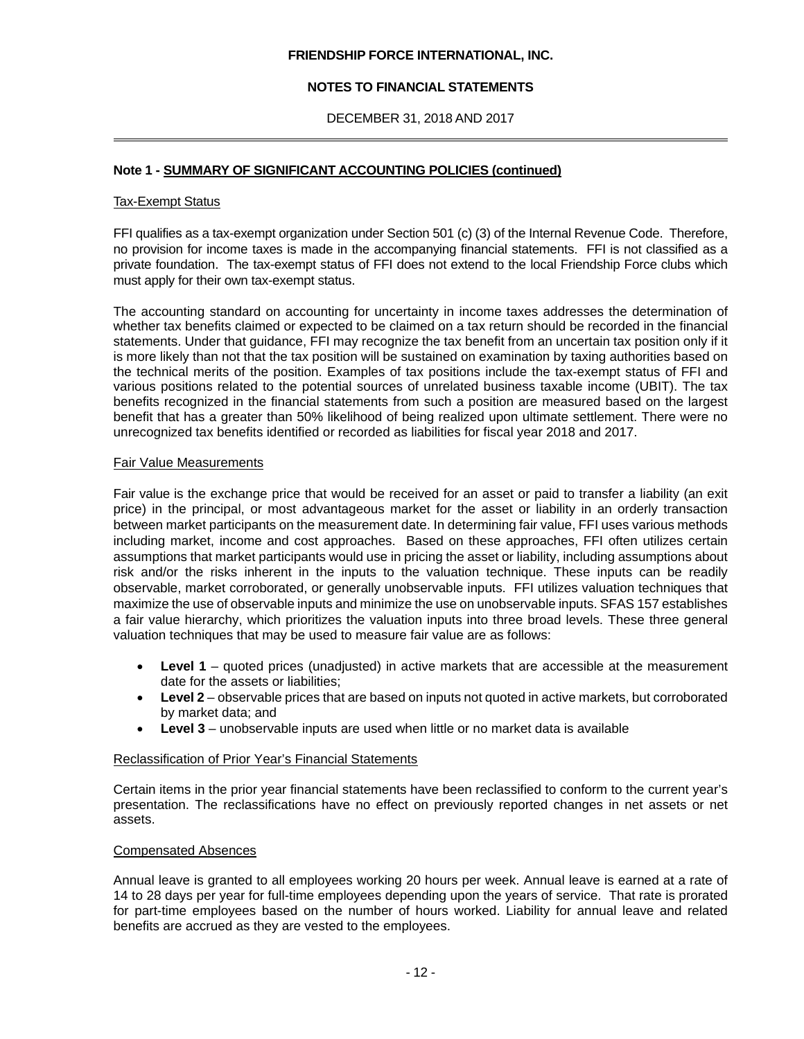## Note 1 - SUMMARY OF SIGNIFICANT ACCOUNTING POLICIES (continued)

### Tax-Exempt Status

FFI qualifies as a tax-exempt organization under Section 501 (c) (3) of the Internal Revenue Code. Therefore, no provision for income taxes is made in the accompanying financial statements. FFI is not classified as a private foundation. The tax-exempt status of FFI does not extend to the local Friendship Force clubs which must apply for their own tax-exempt status.

The accounting standard on accounting for uncertainty in income taxes addresses the determination of whether tax benefits claimed or expected to be claimed on a tax return should be recorded in the financial statements. Under that guidance, FFI may recognize the tax benefit from an uncertain tax position only if it is more likely than not that the tax position will be sustained on examination by taxing authorities based on the technical merits of the position. Examples of tax positions include the tax-exempt status of FFI and various positions related to the potential sources of unrelated business taxable income (UBIT). The tax benefits recognized in the financial statements from such a position are measured based on the largest benefit that has a greater than 50% likelihood of being realized upon ultimate settlement. There were no unrecognized tax benefits identified or recorded as liabilities for fiscal year 2018 and 2017.

### Fair Value Measurements

Fair value is the exchange price that would be received for an asset or paid to transfer a liability (an exit price) in the principal, or most advantageous market for the asset or liability in an orderly transaction between market participants on the measurement date. In determining fair value, FFI uses various methods including market, income and cost approaches. Based on these approaches, FFI often utilizes certain assumptions that market participants would use in pricing the asset or liability, including assumptions about risk and/or the risks inherent in the inputs to the valuation technique. These inputs can be readily observable, market corroborated, or generally unobservable inputs. FFI utilizes valuation techniques that maximize the use of observable inputs and minimize the use on unobservable inputs. SFAS 157 establishes a fair value hierarchy, which prioritizes the valuation inputs into three broad levels. These three general valuation techniques that may be used to measure fair value are as follows:

- **Level 1** – quoted prices (unadjusted) in active markets that are accessible at the measurement date for the assets or liabilities;
- **Level 2** – observable prices that are based on inputs not quoted in active markets, but corroborated by market data; and
- **Level 3** – unobservable inputs are used when little or no market data is available

### Reclassification of Prior Year's Financial Statements

Certain items in the prior year financial statements have been reclassified to conform to the current year's presentation. The reclassifications have no effect on previously reported changes in net assets or net assets.

### Compensated Absences

Annual leave is granted to all employees working 20 hours per week. Annual leave is earned at a rate of 14 to 28 days per year for full-time employees depending upon the years of service. That rate is prorated for part-time employees based on the number of hours worked. Liability for annual leave and related benefits are accrued as they are vested to the employees.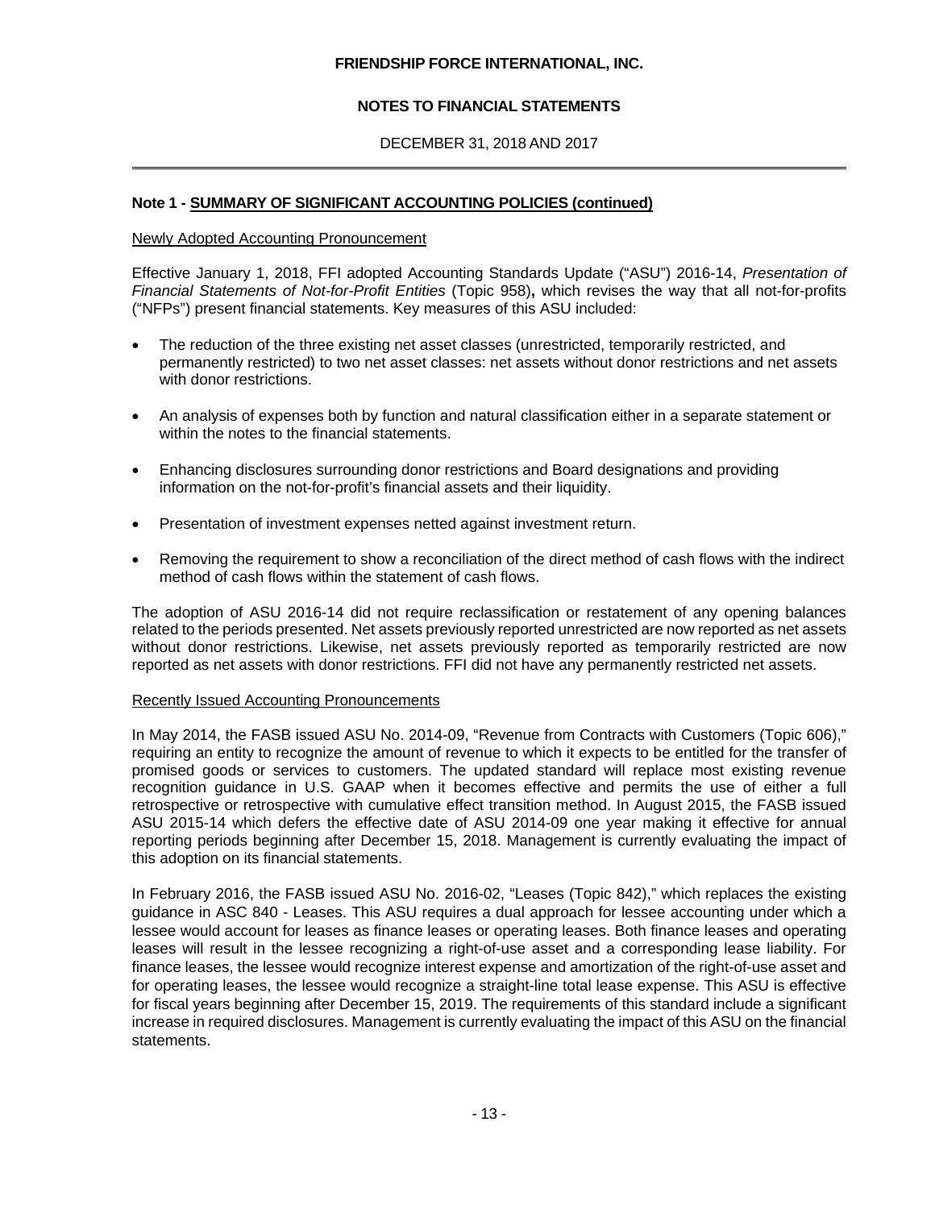**Note 1 - SUMMARY OF SIGNIFICANT ACCOUNTING POLICIES (continued)**

Newly Adopted Accounting Pronouncement

Effective January 1, 2018, FFI adopted Accounting Standards Update ("ASU") 2016-14, *Presentation of Financial Statements of Not-for-Profit Entities* (Topic 958)**,** which revises the way that all not-for-profits ("NFPs") present financial statements. Key measures of this ASU included:

- The reduction of the three existing net asset classes (unrestricted, temporarily restricted, and permanently restricted) to two net asset classes: net assets without donor restrictions and net assets with donor restrictions.
- An analysis of expenses both by function and natural classification either in a separate statement or within the notes to the financial statements.
- Enhancing disclosures surrounding donor restrictions and Board designations and providing information on the not-for-profit's financial assets and their liquidity.
- Presentation of investment expenses netted against investment return.
- Removing the requirement to show a reconciliation of the direct method of cash flows with the indirect method of cash flows within the statement of cash flows.

The adoption of ASU 2016-14 did not require reclassification or restatement of any opening balances related to the periods presented. Net assets previously reported unrestricted are now reported as net assets without donor restrictions. Likewise, net assets previously reported as temporarily restricted are now reported as net assets with donor restrictions. FFI did not have any permanently restricted net assets.

Recently Issued Accounting Pronouncements

In May 2014, the FASB issued ASU No. 2014-09, "Revenue from Contracts with Customers (Topic 606)," requiring an entity to recognize the amount of revenue to which it expects to be entitled for the transfer of promised goods or services to customers. The updated standard will replace most existing revenue recognition guidance in U.S. GAAP when it becomes effective and permits the use of either a full retrospective or retrospective with cumulative effect transition method. In August 2015, the FASB issued ASU 2015-14 which defers the effective date of ASU 2014-09 one year making it effective for annual reporting periods beginning after December 15, 2018. Management is currently evaluating the impact of this adoption on its financial statements.

In February 2016, the FASB issued ASU No. 2016-02, "Leases (Topic 842)," which replaces the existing guidance in ASC 840 - Leases. This ASU requires a dual approach for lessee accounting under which a lessee would account for leases as finance leases or operating leases. Both finance leases and operating leases will result in the lessee recognizing a right-of-use asset and a corresponding lease liability. For finance leases, the lessee would recognize interest expense and amortization of the right-of-use asset and for operating leases, the lessee would recognize a straight-line total lease expense. This ASU is effective for fiscal years beginning after December 15, 2019. The requirements of this standard include a significant increase in required disclosures. Management is currently evaluating the impact of this ASU on the financial statements.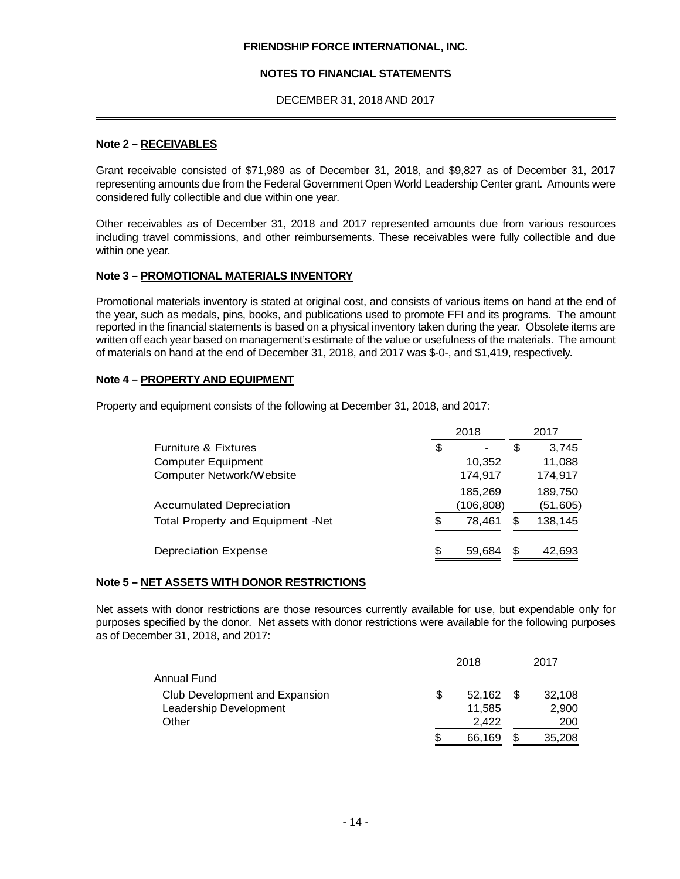**FRIENDSHIP FORCE INTERNATIONAL, INC.**

**NOTES TO FINANCIAL STATEMENTS**

DECEMBER 31, 2018 AND 2017

### Note 2 – RECEIVABLES

Grant receivable consisted of $71,989 as of December 31, 2018, and $9,827 as of December 31, 2017 representing amounts due from the Federal Government Open World Leadership Center grant. Amounts were considered fully collectible and due within one year.

Other receivables as of December 31, 2018 and 2017 represented amounts due from various resources including travel commissions, and other reimbursements. These receivables were fully collectible and due within one year.

### Note 3 – PROMOTIONAL MATERIALS INVENTORY

Promotional materials inventory is stated at original cost, and consists of various items on hand at the end of the year, such as medals, pins, books, and publications used to promote FFI and its programs. The amount reported in the financial statements is based on a physical inventory taken during the year. Obsolete items are written off each year based on management's estimate of the value or usefulness of the materials. The amount of materials on hand at the end of December 31, 2018, and 2017 was $-0-, and $1,419, respectively.

### Note 4 – PROPERTY AND EQUIPMENT

Property and equipment consists of the following at December 31, 2018, and 2017:

| | 2018 | 2017 |
|---|---|---|
| Furniture & Fixtures | $ - | $ 3,745 |
| Computer Equipment | 10,352 | 11,088 |
| Computer Network/Website | 174,917 | 174,917 |
| | 185,269 | 189,750 |
| Accumulated Depreciation | (106,808) | (51,605) |
| Total Property and Equipment -Net | $ 78,461 | $ 138,145 |
| Depreciation Expense | $ 59,684 | $ 42,693 |

### Note 5 – NET ASSETS WITH DONOR RESTRICTIONS

Net assets with donor restrictions are those resources currently available for use, but expendable only for purposes specified by the donor. Net assets with donor restrictions were available for the following purposes as of December 31, 2018, and 2017:

| | 2018 | 2017 |
|---|---|---|
| Annual Fund | | |
| Club Development and Expansion | $ 52,162 | $ 32,108 |
| Leadership Development | 11,585 | 2,900 |
| Other | 2,422 | 200 |
| | $ 66,169 | $ 35,208 |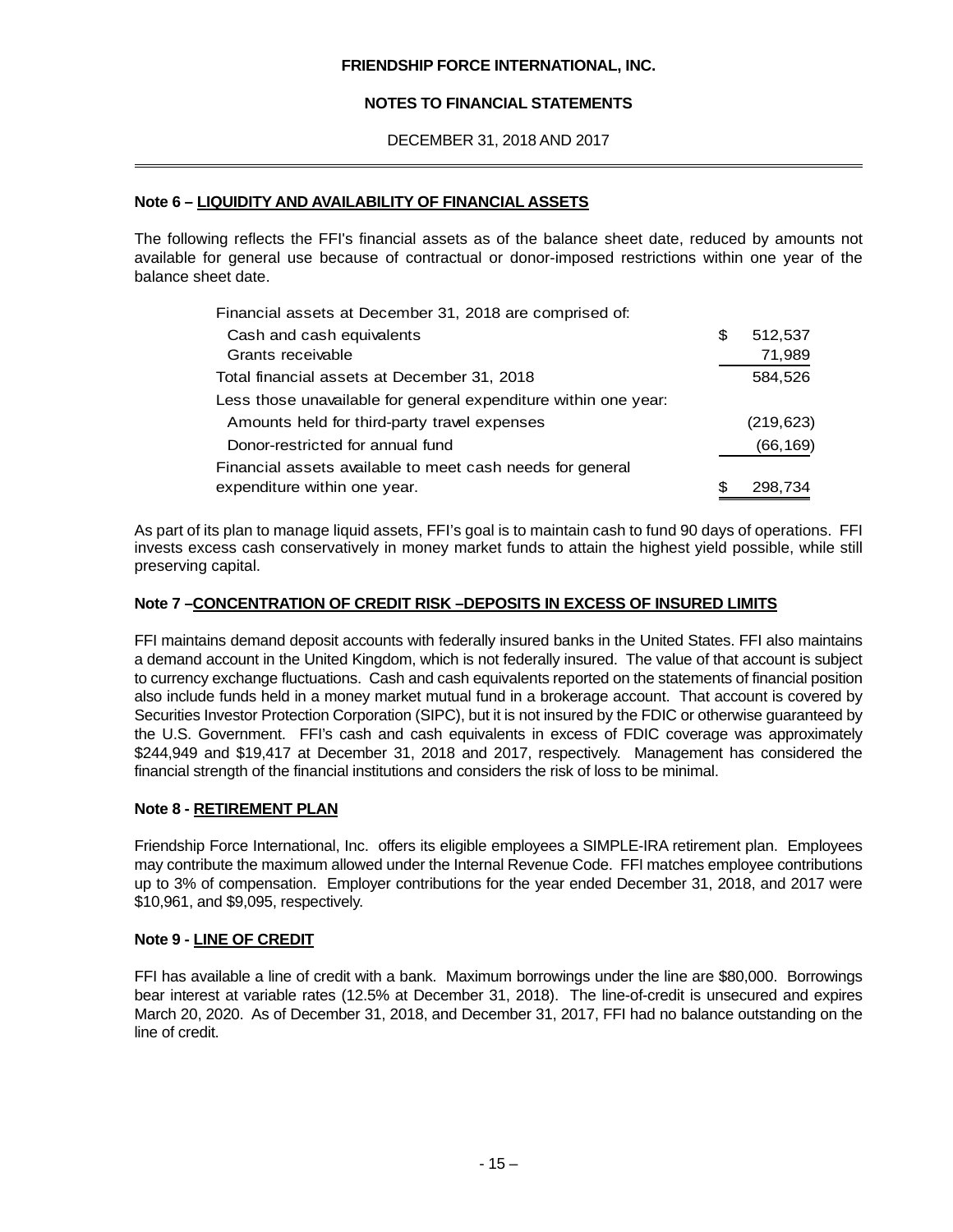## Note 6 – LIQUIDITY AND AVAILABILITY OF FINANCIAL ASSETS

The following reflects the FFI's financial assets as of the balance sheet date, reduced by amounts not available for general use because of contractual or donor-imposed restrictions within one year of the balance sheet date.

| | |
|---|---|
| Financial assets at December 31, 2018 are comprised of: | |
| Cash and cash equivalents | $ 512,537 |
| Grants receivable | 71,989 |
| Total financial assets at December 31, 2018 | 584,526 |
| Less those unavailable for general expenditure within one year: | |
| Amounts held for third-party travel expenses | (219,623) |
| Donor-restricted for annual fund | (66,169) |
| Financial assets available to meet cash needs for general expenditure within one year. | $ 298,734 |

As part of its plan to manage liquid assets, FFI's goal is to maintain cash to fund 90 days of operations. FFI invests excess cash conservatively in money market funds to attain the highest yield possible, while still preserving capital.

## Note 7 –CONCENTRATION OF CREDIT RISK –DEPOSITS IN EXCESS OF INSURED LIMITS

FFI maintains demand deposit accounts with federally insured banks in the United States. FFI also maintains a demand account in the United Kingdom, which is not federally insured. The value of that account is subject to currency exchange fluctuations. Cash and cash equivalents reported on the statements of financial position also include funds held in a money market mutual fund in a brokerage account. That account is covered by Securities Investor Protection Corporation (SIPC), but it is not insured by the FDIC or otherwise guaranteed by the U.S. Government. FFI's cash and cash equivalents in excess of FDIC coverage was approximately $244,949 and $19,417 at December 31, 2018 and 2017, respectively. Management has considered the financial strength of the financial institutions and considers the risk of loss to be minimal.

## Note 8 - RETIREMENT PLAN

Friendship Force International, Inc. offers its eligible employees a SIMPLE-IRA retirement plan. Employees may contribute the maximum allowed under the Internal Revenue Code. FFI matches employee contributions up to 3% of compensation. Employer contributions for the year ended December 31, 2018, and 2017 were $10,961, and $9,095, respectively.

## Note 9 - LINE OF CREDIT

FFI has available a line of credit with a bank. Maximum borrowings under the line are $80,000. Borrowings bear interest at variable rates (12.5% at December 31, 2018). The line-of-credit is unsecured and expires March 20, 2020. As of December 31, 2018, and December 31, 2017, FFI had no balance outstanding on the line of credit.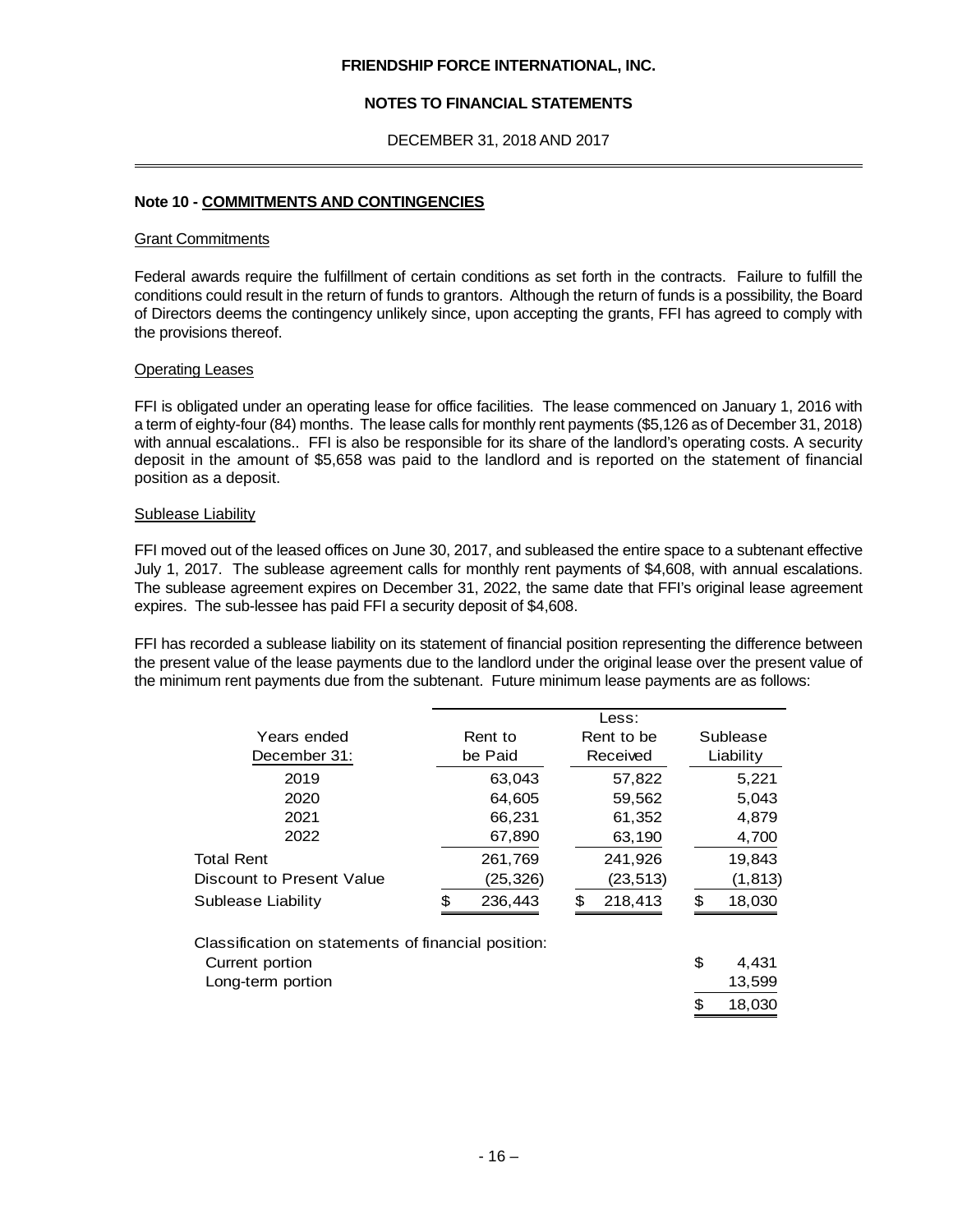## Note 10 - COMMITMENTS AND CONTINGENCIES

### Grant Commitments

Federal awards require the fulfillment of certain conditions as set forth in the contracts. Failure to fulfill the conditions could result in the return of funds to grantors. Although the return of funds is a possibility, the Board of Directors deems the contingency unlikely since, upon accepting the grants, FFI has agreed to comply with the provisions thereof.

### Operating Leases

FFI is obligated under an operating lease for office facilities. The lease commenced on January 1, 2016 with a term of eighty-four (84) months. The lease calls for monthly rent payments ($5,126 as of December 31, 2018) with annual escalations.. FFI is also be responsible for its share of the landlord's operating costs. A security deposit in the amount of $5,658 was paid to the landlord and is reported on the statement of financial position as a deposit.

### Sublease Liability

FFI moved out of the leased offices on June 30, 2017, and subleased the entire space to a subtenant effective July 1, 2017. The sublease agreement calls for monthly rent payments of $4,608, with annual escalations. The sublease agreement expires on December 31, 2022, the same date that FFI's original lease agreement expires. The sub-lessee has paid FFI a security deposit of $4,608.

FFI has recorded a sublease liability on its statement of financial position representing the difference between the present value of the lease payments due to the landlord under the original lease over the present value of the minimum rent payments due from the subtenant. Future minimum lease payments are as follows:

| Years ended December 31: | Rent to be Paid | Less: Rent to be Received | Sublease Liability |
|---|---|---|---|
| 2019 | 63,043 | 57,822 | 5,221 |
| 2020 | 64,605 | 59,562 | 5,043 |
| 2021 | 66,231 | 61,352 | 4,879 |
| 2022 | 67,890 | 63,190 | 4,700 |
| Total Rent | 261,769 | 241,926 | 19,843 |
| Discount to Present Value | (25,326) | (23,513) | (1,813) |
| Sublease Liability | $ 236,443 | $ 218,413 | $ 18,030 |
| Classification on statements of financial position: | | | |
| Current portion | | | $ 4,431 |
| Long-term portion | | | 13,599 |
| | | | $ 18,030 |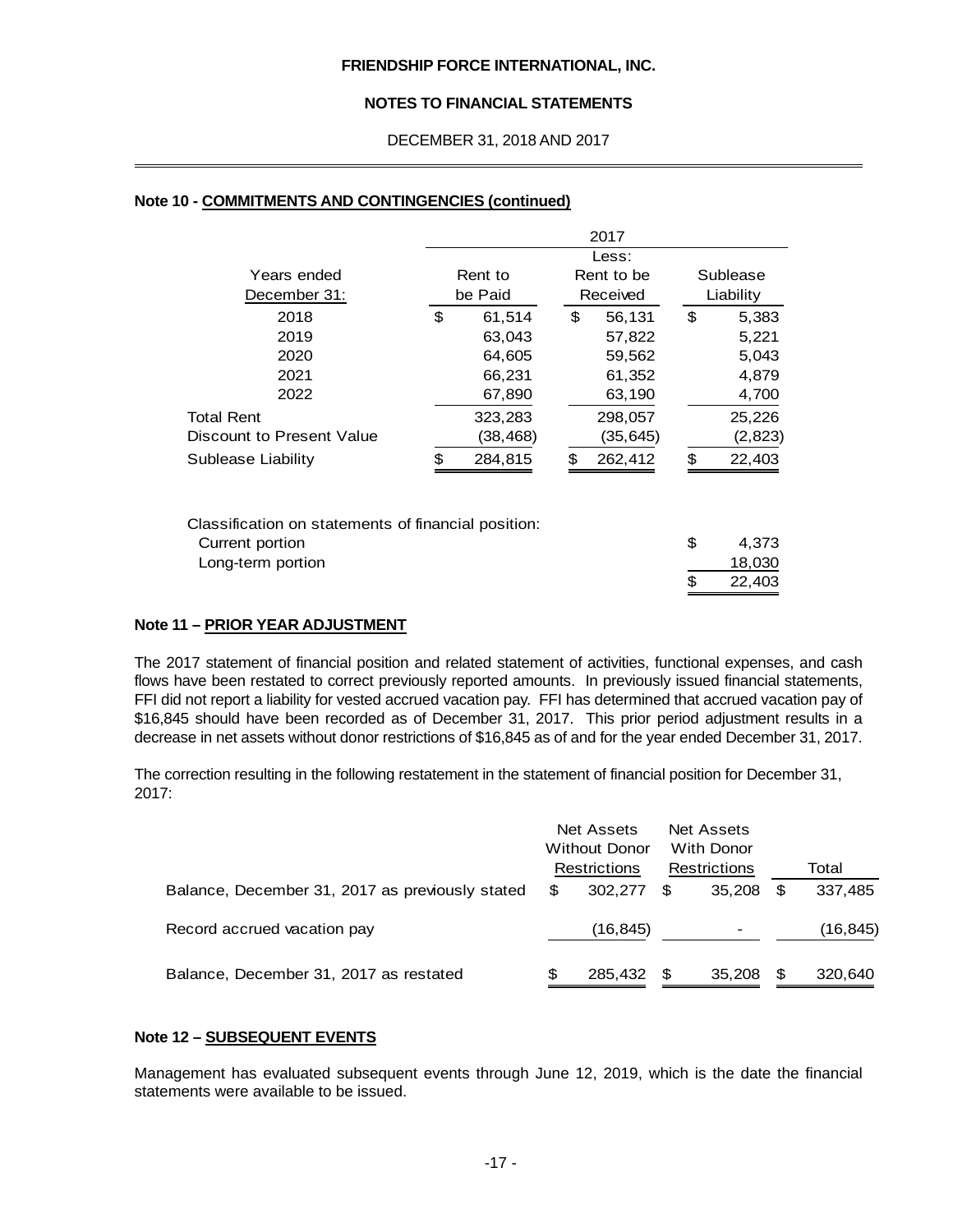**FRIENDSHIP FORCE INTERNATIONAL, INC.**

**NOTES TO FINANCIAL STATEMENTS**

DECEMBER 31, 2018 AND 2017

### Note 10 - COMMITMENTS AND CONTINGENCIES (continued)

| | 2017 | | |
|---|---|---|---|
| Years ended December 31: | Rent to be Paid | Less: Rent to be Received | Sublease Liability |
| 2018 | $ 61,514 | $ 56,131 | $ 5,383 |
| 2019 | 63,043 | 57,822 | 5,221 |
| 2020 | 64,605 | 59,562 | 5,043 |
| 2021 | 66,231 | 61,352 | 4,879 |
| 2022 | 67,890 | 63,190 | 4,700 |
| Total Rent | 323,283 | 298,057 | 25,226 |
| Discount to Present Value | (38,468) | (35,645) | (2,823) |
| Sublease Liability | $ 284,815 | $ 262,412 | $ 22,403 |

| | |
|---|---|
| Classification on statements of financial position: | |
| Current portion | $ 4,373 |
| Long-term portion | 18,030 |
| | $ 22,403 |

### Note 11 – PRIOR YEAR ADJUSTMENT

The 2017 statement of financial position and related statement of activities, functional expenses, and cash flows have been restated to correct previously reported amounts. In previously issued financial statements, FFI did not report a liability for vested accrued vacation pay. FFI has determined that accrued vacation pay of $16,845 should have been recorded as of December 31, 2017. This prior period adjustment results in a decrease in net assets without donor restrictions of $16,845 as of and for the year ended December 31, 2017.

The correction resulting in the following restatement in the statement of financial position for December 31, 2017:

| | Net Assets Without Donor Restrictions | Net Assets With Donor Restrictions | Total |
|---|---|---|---|
| Balance, December 31, 2017 as previously stated | $ 302,277 | $ 35,208 | $ 337,485 |
| Record accrued vacation pay | (16,845) | - | (16,845) |
| Balance, December 31, 2017 as restated | $ 285,432 | $ 35,208 | $ 320,640 |

### Note 12 – SUBSEQUENT EVENTS

Management has evaluated subsequent events through June 12, 2019, which is the date the financial statements were available to be issued.